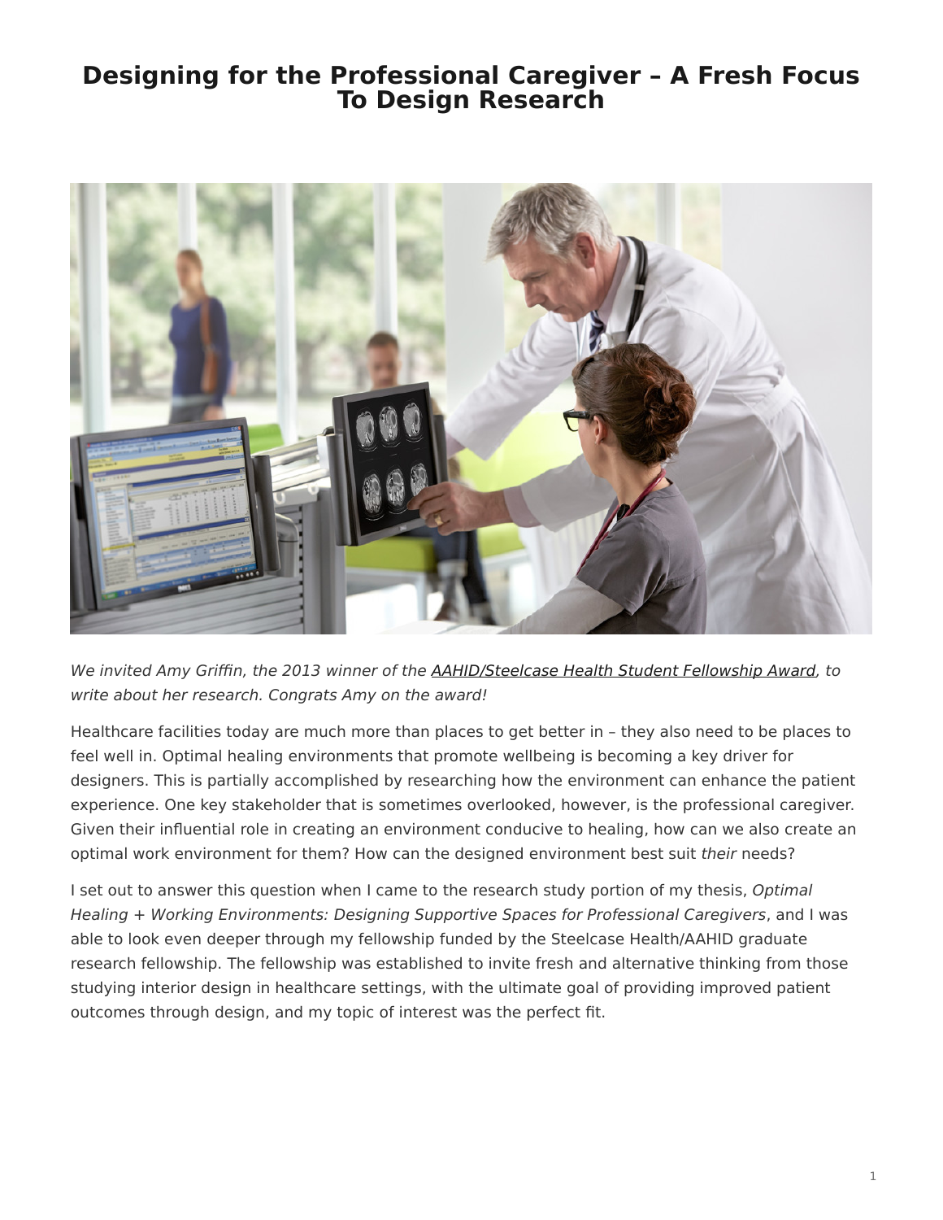# Designing for the Professional Caregiver – A Fresh Focus To Design Research

*We invited Amy Griffin, the 2013 winner of the AAHID/Steelcase Health Student Fellowship Award, to write about her research. Congrats Amy on the award!*

Healthcare facilities today are much more than places to get better in – they also need to be places to feel well in. Optimal healing environments that promote wellbeing is becoming a key driver for designers. This is partially accomplished by researching how the environment can enhance the patient experience. One key stakeholder that is sometimes overlooked, however, is the professional caregiver. Given their influential role in creating an environment conducive to healing, how can we also create an optimal work environment for them? How can the designed environment best suit *their* needs?

I set out to answer this question when I came to the research study portion of my thesis, *Optimal Healing + Working Environments: Designing Supportive Spaces for Professional Caregivers*, and I was able to look even deeper through my fellowship funded by the Steelcase Health/AAHID graduate research fellowship. The fellowship was established to invite fresh and alternative thinking from those studying interior design in healthcare settings, with the ultimate goal of providing improved patient outcomes through design, and my topic of interest was the perfect fit.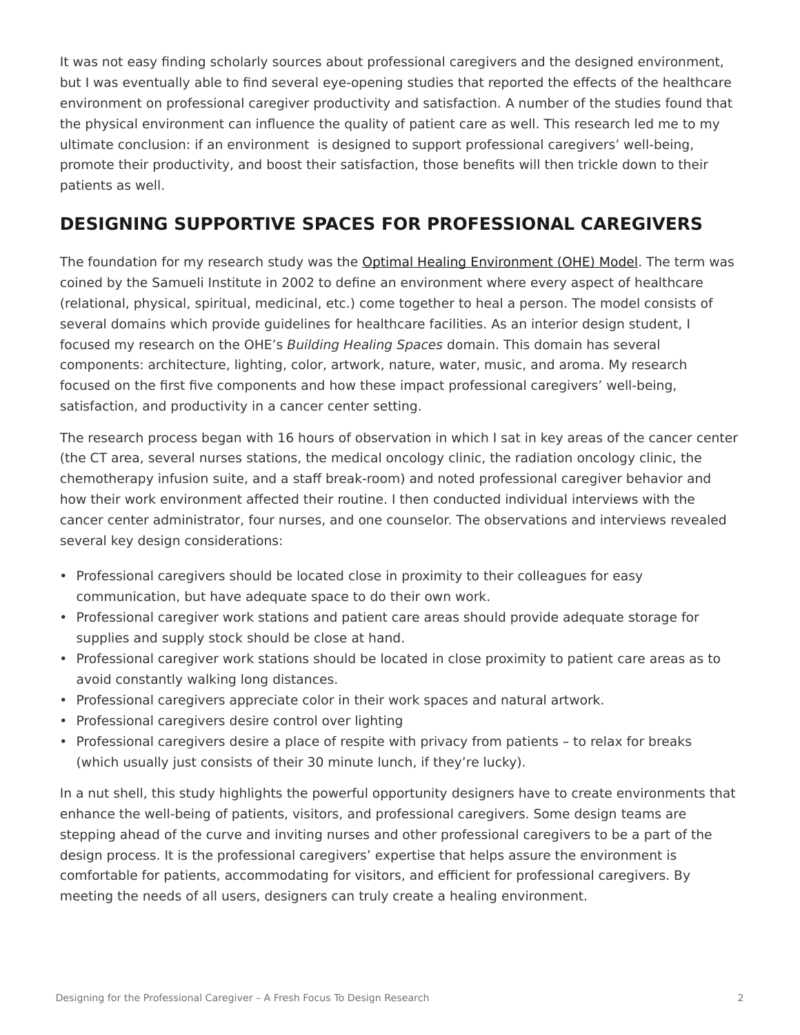It was not easy finding scholarly sources about professional caregivers and the designed environment, but I was eventually able to find several eye-opening studies that reported the effects of the healthcare environment on professional caregiver productivity and satisfaction. A number of the studies found that the physical environment can influence the quality of patient care as well. This research led me to my ultimate conclusion: if an environment is designed to support professional caregivers' well-being, promote their productivity, and boost their satisfaction, those benefits will then trickle down to their patients as well.

## DESIGNING SUPPORTIVE SPACES FOR PROFESSIONAL CAREGIVERS

The foundation for my research study was the Optimal Healing Environment (OHE) Model. The term was coined by the Samueli Institute in 2002 to define an environment where every aspect of healthcare (relational, physical, spiritual, medicinal, etc.) come together to heal a person. The model consists of several domains which provide guidelines for healthcare facilities. As an interior design student, I focused my research on the OHE's *Building Healing Spaces* domain. This domain has several components: architecture, lighting, color, artwork, nature, water, music, and aroma. My research focused on the first five components and how these impact professional caregivers' well-being, satisfaction, and productivity in a cancer center setting.

The research process began with 16 hours of observation in which I sat in key areas of the cancer center (the CT area, several nurses stations, the medical oncology clinic, the radiation oncology clinic, the chemotherapy infusion suite, and a staff break-room) and noted professional caregiver behavior and how their work environment affected their routine. I then conducted individual interviews with the cancer center administrator, four nurses, and one counselor. The observations and interviews revealed several key design considerations:

- Professional caregivers should be located close in proximity to their colleagues for easy communication, but have adequate space to do their own work.
- Professional caregiver work stations and patient care areas should provide adequate storage for supplies and supply stock should be close at hand.
- Professional caregiver work stations should be located in close proximity to patient care areas as to avoid constantly walking long distances.
- Professional caregivers appreciate color in their work spaces and natural artwork.
- Professional caregivers desire control over lighting
- Professional caregivers desire a place of respite with privacy from patients – to relax for breaks (which usually just consists of their 30 minute lunch, if they're lucky).

In a nut shell, this study highlights the powerful opportunity designers have to create environments that enhance the well-being of patients, visitors, and professional caregivers. Some design teams are stepping ahead of the curve and inviting nurses and other professional caregivers to be a part of the design process. It is the professional caregivers' expertise that helps assure the environment is comfortable for patients, accommodating for visitors, and efficient for professional caregivers. By meeting the needs of all users, designers can truly create a healing environment.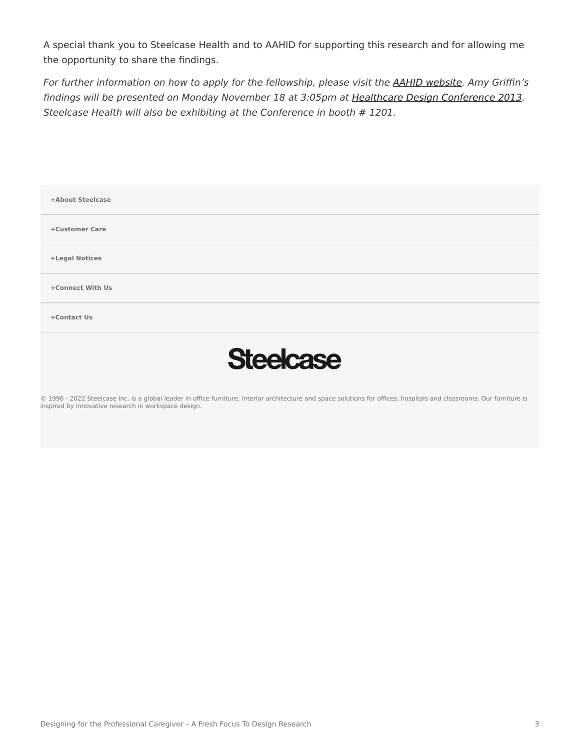A special thank you to Steelcase Health and to AAHID for supporting this research and for allowing me the opportunity to share the findings.

*For further information on how to apply for the fellowship, please visit the [AAHID website](). Amy Griffin's findings will be presented on Monday November 18 at 3:05pm at [Healthcare Design Conference 2013](). Steelcase Health will also be exhibiting at the Conference in booth # 1201.*

**+About Steelcase**

**+Customer Care**

**+Legal Notices**

**+Connect With Us**

**+Contact Us**

Steelcase

© 1996 - 2022 Steelcase Inc. is a global leader in office furniture, interior architecture and space solutions for offices, hospitals and classrooms. Our furniture is inspired by innovative research in workspace design.